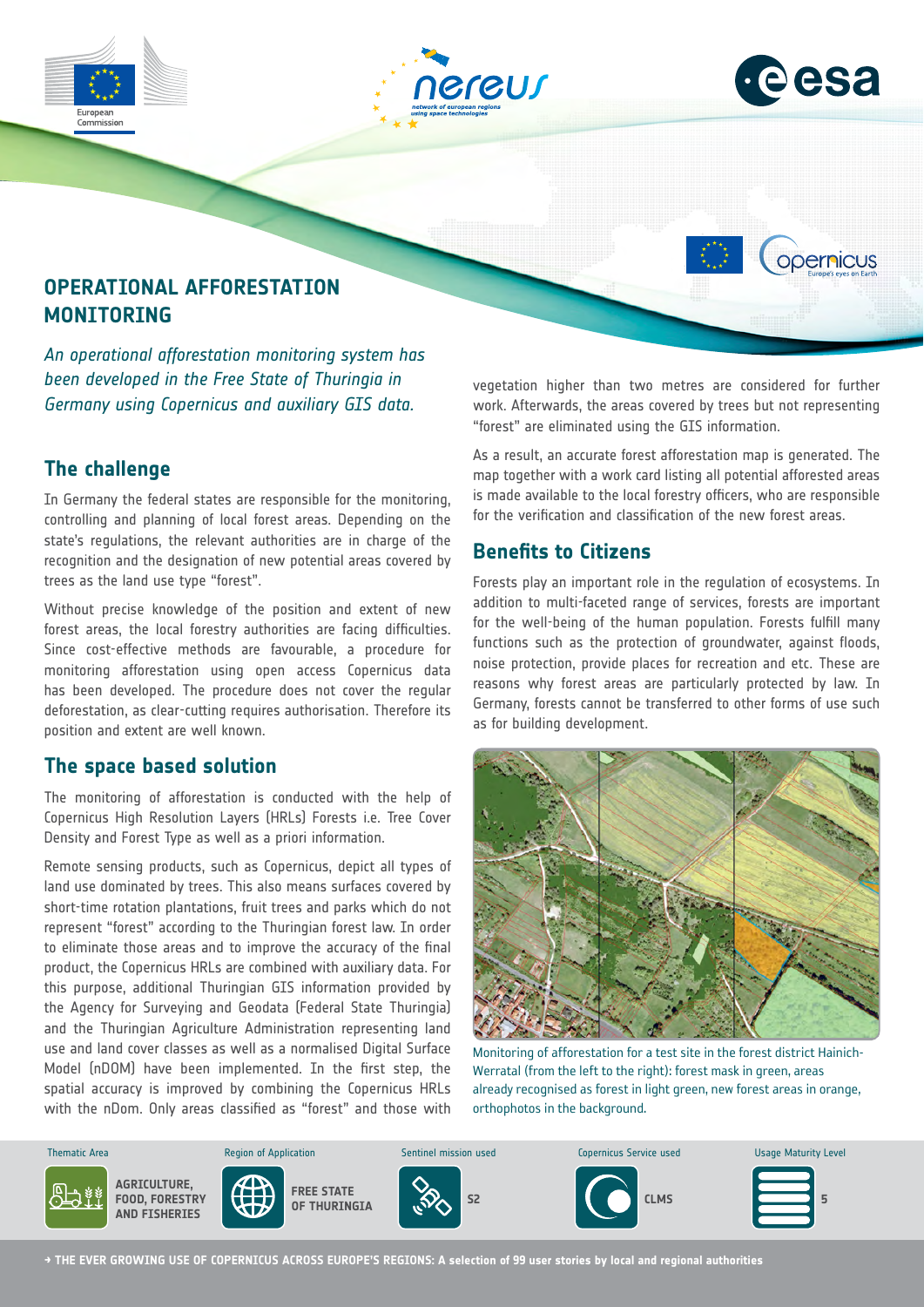# OPERATIONAL AFFORESTATION MONITORING

*An operational afforestation monitoring system has been developed in the Free State of Thuringia in Germany using Copernicus and auxiliary GIS data.*

## The challenge

In Germany the federal states are responsible for the monitoring, controlling and planning of local forest areas. Depending on the state's regulations, the relevant authorities are in charge of the recognition and the designation of new potential areas covered by trees as the land use type "forest".

Without precise knowledge of the position and extent of new forest areas, the local forestry authorities are facing difficulties. Since cost-effective methods are favourable, a procedure for monitoring afforestation using open access Copernicus data has been developed. The procedure does not cover the regular deforestation, as clear-cutting requires authorisation. Therefore its position and extent are well known.

## The space based solution

The monitoring of afforestation is conducted with the help of Copernicus High Resolution Layers (HRLs) Forests i.e. Tree Cover Density and Forest Type as well as a priori information.

Remote sensing products, such as Copernicus, depict all types of land use dominated by trees. This also means surfaces covered by short-time rotation plantations, fruit trees and parks which do not represent "forest" according to the Thuringian forest law. In order to eliminate those areas and to improve the accuracy of the final product, the Copernicus HRLs are combined with auxiliary data. For this purpose, additional Thuringian GIS information provided by the Agency for Surveying and Geodata (Federal State Thuringia) and the Thuringian Agriculture Administration representing land use and land cover classes as well as a normalised Digital Surface Model (nDOM) have been implemented. In the first step, the spatial accuracy is improved by combining the Copernicus HRLs with the nDom. Only areas classified as "forest" and those with vegetation higher than two metres are considered for further work. Afterwards, the areas covered by trees but not representing "forest" are eliminated using the GIS information.

As a result, an accurate forest afforestation map is generated. The map together with a work card listing all potential afforested areas is made available to the local forestry officers, who are responsible for the verification and classification of the new forest areas.

## Benefits to Citizens

Forests play an important role in the regulation of ecosystems. In addition to multi-faceted range of services, forests are important for the well-being of the human population. Forests fulfill many functions such as the protection of groundwater, against floods, noise protection, provide places for recreation and etc. These are reasons why forest areas are particularly protected by law. In Germany, forests cannot be transferred to other forms of use such as for building development.

Monitoring of afforestation for a test site in the forest district Hainich-Werratal (from the left to the right): forest mask in green, areas already recognised as forest in light green, new forest areas in orange, orthophotos in the background.

| Thematic Area | Region of Application | Sentinel mission used | Copernicus Service used | Usage Maturity Level |
|---|---|---|---|---|
| AGRICULTURE, FOOD, FORESTRY AND FISHERIES | FREE STATE OF THURINGIA | S2 | CLMS | 5 |

→ THE EVER GROWING USE OF COPERNICUS ACROSS EUROPE'S REGIONS: A selection of 99 user stories by local and regional authorities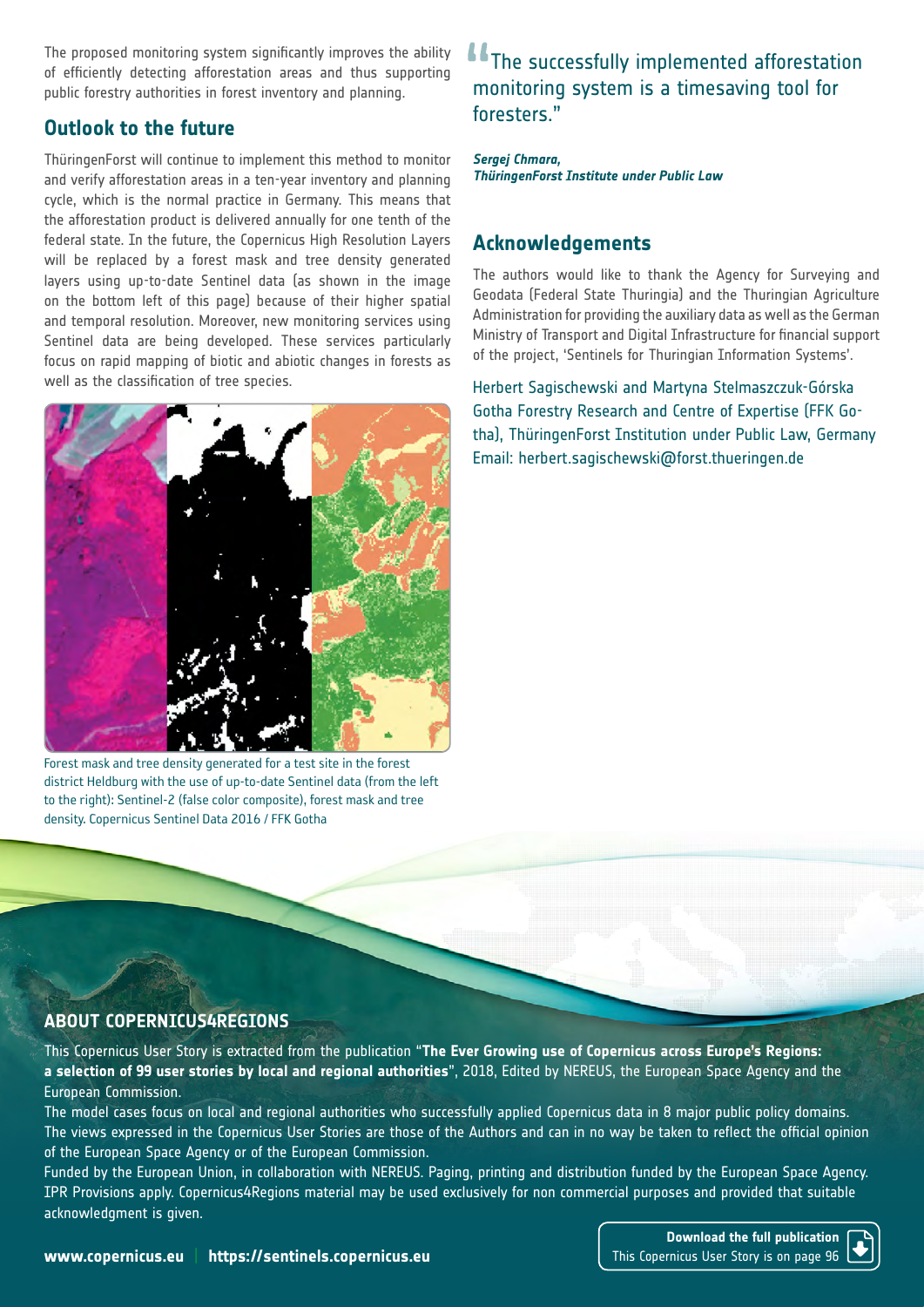The proposed monitoring system significantly improves the ability of efficiently detecting afforestation areas and thus supporting public forestry authorities in forest inventory and planning.

## Outlook to the future

ThüringenForst will continue to implement this method to monitor and verify afforestation areas in a ten-year inventory and planning cycle, which is the normal practice in Germany. This means that the afforestation product is delivered annually for one tenth of the federal state. In the future, the Copernicus High Resolution Layers will be replaced by a forest mask and tree density generated layers using up-to-date Sentinel data (as shown in the image on the bottom left of this page) because of their higher spatial and temporal resolution. Moreover, new monitoring services using Sentinel data are being developed. These services particularly focus on rapid mapping of biotic and abiotic changes in forests as well as the classification of tree species.

Forest mask and tree density generated for a test site in the forest district Heldburg with the use of up-to-date Sentinel data (from the left to the right): Sentinel-2 (false color composite), forest mask and tree density. Copernicus Sentinel Data 2016 / FFK Gotha

> "The successfully implemented afforestation monitoring system is a timesaving tool for foresters."
>
> ***Sergej Chmara,***
> ***ThüringenForst Institute under Public Law***

## Acknowledgements

The authors would like to thank the Agency for Surveying and Geodata (Federal State Thuringia) and the Thuringian Agriculture Administration for providing the auxiliary data as well as the German Ministry of Transport and Digital Infrastructure for financial support of the project, 'Sentinels for Thuringian Information Systems'.

Herbert Sagischewski and Martyna Stelmaszczuk-Górska
Gotha Forestry Research and Centre of Expertise (FFK Gotha), ThüringenForst Institution under Public Law, Germany
Email: herbert.sagischewski@forst.thueringen.de

## ABOUT COPERNICUS4REGIONS

This Copernicus User Story is extracted from the publication "**The Ever Growing use of Copernicus across Europe's Regions: a selection of 99 user stories by local and regional authorities**", 2018, Edited by NEREUS, the European Space Agency and the European Commission.

The model cases focus on local and regional authorities who successfully applied Copernicus data in 8 major public policy domains. The views expressed in the Copernicus User Stories are those of the Authors and can in no way be taken to reflect the official opinion of the European Space Agency or of the European Commission.

Funded by the European Union, in collaboration with NEREUS. Paging, printing and distribution funded by the European Space Agency. IPR Provisions apply. Copernicus4Regions material may be used exclusively for non commercial purposes and provided that suitable acknowledgment is given.

**www.copernicus.eu** | **https://sentinels.copernicus.eu**

**Download the full publication**
This Copernicus User Story is on page 96